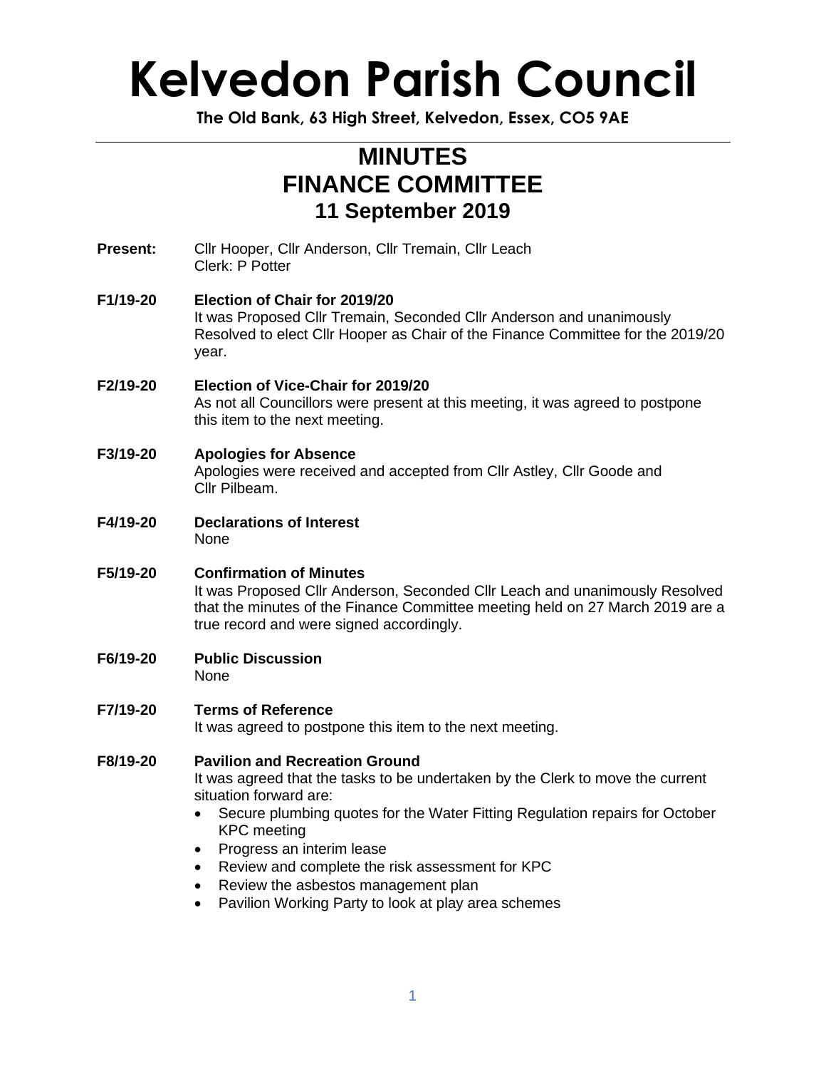# Kelvedon Parish Council

**The Old Bank, 63 High Street, Kelvedon, Essex, CO5 9AE**

---

## MINUTES
## FINANCE COMMITTEE
### 11 September 2019

**Present:** Cllr Hooper, Cllr Anderson, Cllr Tremain, Cllr Leach
Clerk: P Potter

**F1/19-20 Election of Chair for 2019/20**
It was Proposed Cllr Tremain, Seconded Cllr Anderson and unanimously Resolved to elect Cllr Hooper as Chair of the Finance Committee for the 2019/20 year.

**F2/19-20 Election of Vice-Chair for 2019/20**
As not all Councillors were present at this meeting, it was agreed to postpone this item to the next meeting.

**F3/19-20 Apologies for Absence**
Apologies were received and accepted from Cllr Astley, Cllr Goode and Cllr Pilbeam.

**F4/19-20 Declarations of Interest**
None

**F5/19-20 Confirmation of Minutes**
It was Proposed Cllr Anderson, Seconded Cllr Leach and unanimously Resolved that the minutes of the Finance Committee meeting held on 27 March 2019 are a true record and were signed accordingly.

**F6/19-20 Public Discussion**
None

**F7/19-20 Terms of Reference**
It was agreed to postpone this item to the next meeting.

**F8/19-20 Pavilion and Recreation Ground**
It was agreed that the tasks to be undertaken by the Clerk to move the current situation forward are:

- Secure plumbing quotes for the Water Fitting Regulation repairs for October KPC meeting
- Progress an interim lease
- Review and complete the risk assessment for KPC
- Review the asbestos management plan
- Pavilion Working Party to look at play area schemes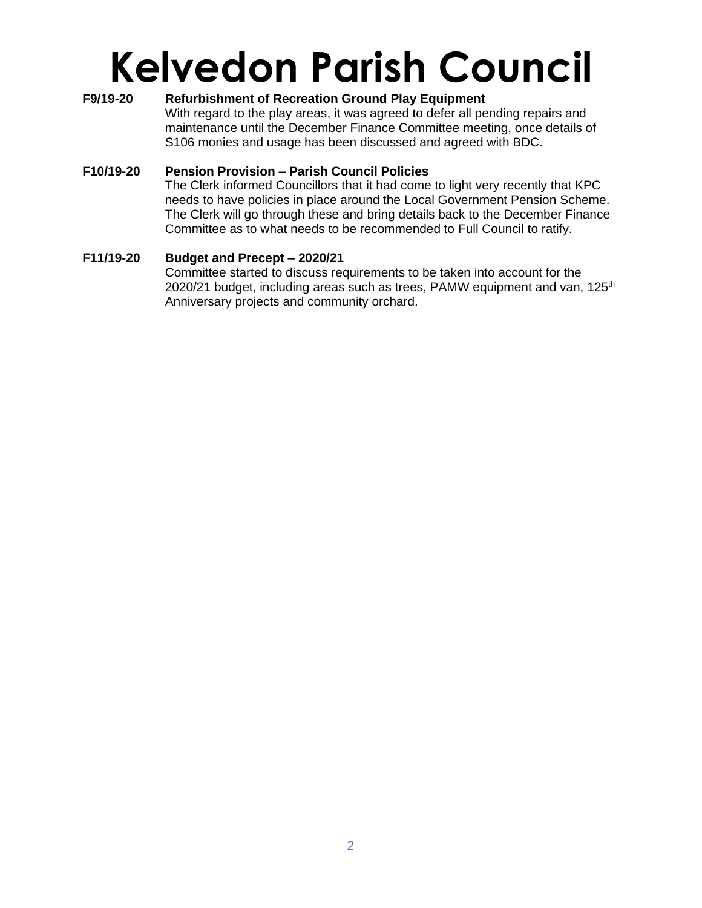# Kelvedon Parish Council

**F9/19-20 Refurbishment of Recreation Ground Play Equipment**

With regard to the play areas, it was agreed to defer all pending repairs and maintenance until the December Finance Committee meeting, once details of S106 monies and usage has been discussed and agreed with BDC.

**F10/19-20 Pension Provision – Parish Council Policies**

The Clerk informed Councillors that it had come to light very recently that KPC needs to have policies in place around the Local Government Pension Scheme. The Clerk will go through these and bring details back to the December Finance Committee as to what needs to be recommended to Full Council to ratify.

**F11/19-20 Budget and Precept – 2020/21**

Committee started to discuss requirements to be taken into account for the 2020/21 budget, including areas such as trees, PAMW equipment and van, 125th Anniversary projects and community orchard.